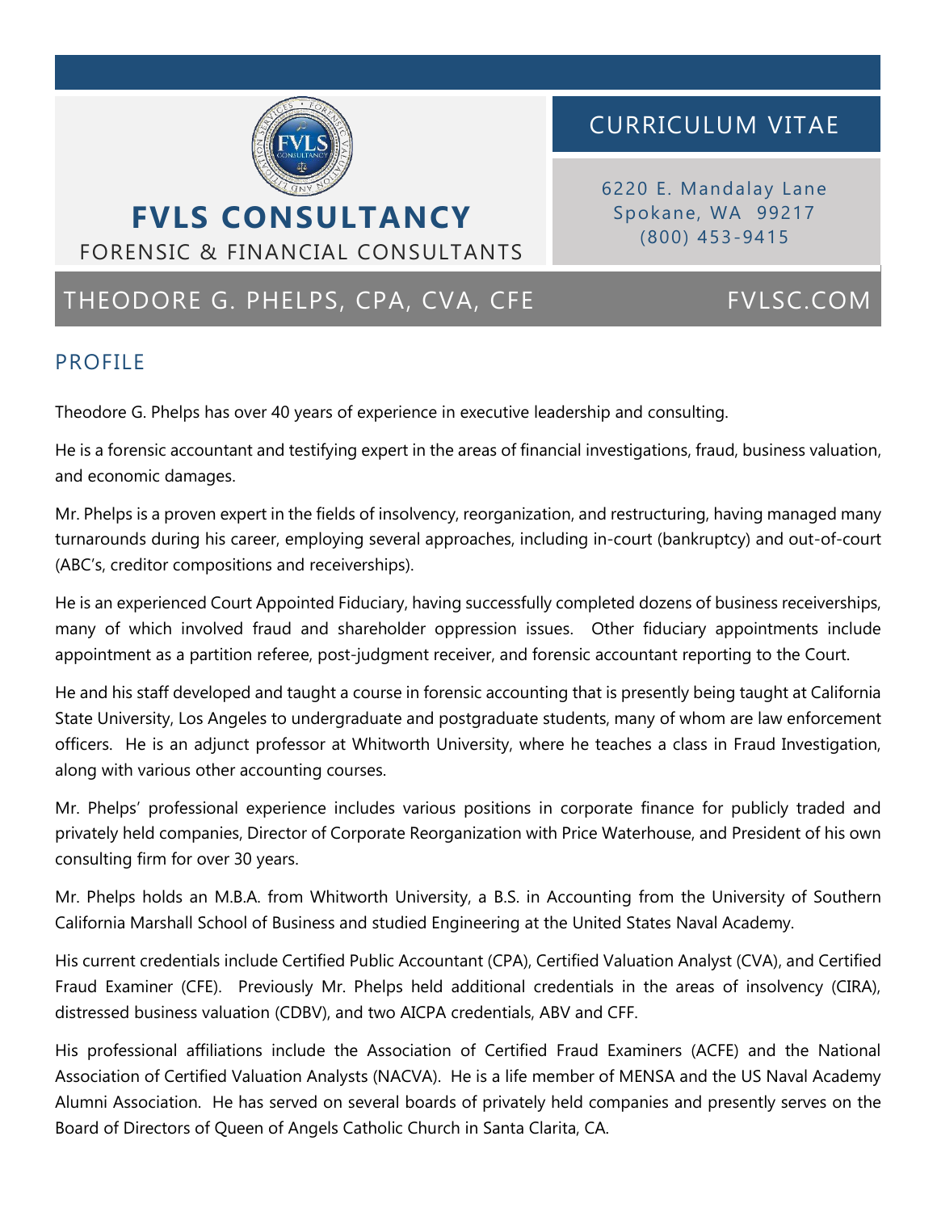# FVLS CONSULTANCY

FORENSIC & FINANCIAL CONSULTANTS

## CURRICULUM VITAE

6220 E. Mandalay Lane
Spokane, WA 99217
(800) 453-9415

## THEODORE G. PHELPS, CPA, CVA, CFE

FVLSC.COM

## PROFILE

Theodore G. Phelps has over 40 years of experience in executive leadership and consulting.

He is a forensic accountant and testifying expert in the areas of financial investigations, fraud, business valuation, and economic damages.

Mr. Phelps is a proven expert in the fields of insolvency, reorganization, and restructuring, having managed many turnarounds during his career, employing several approaches, including in-court (bankruptcy) and out-of-court (ABC's, creditor compositions and receiverships).

He is an experienced Court Appointed Fiduciary, having successfully completed dozens of business receiverships, many of which involved fraud and shareholder oppression issues. Other fiduciary appointments include appointment as a partition referee, post-judgment receiver, and forensic accountant reporting to the Court.

He and his staff developed and taught a course in forensic accounting that is presently being taught at California State University, Los Angeles to undergraduate and postgraduate students, many of whom are law enforcement officers. He is an adjunct professor at Whitworth University, where he teaches a class in Fraud Investigation, along with various other accounting courses.

Mr. Phelps' professional experience includes various positions in corporate finance for publicly traded and privately held companies, Director of Corporate Reorganization with Price Waterhouse, and President of his own consulting firm for over 30 years.

Mr. Phelps holds an M.B.A. from Whitworth University, a B.S. in Accounting from the University of Southern California Marshall School of Business and studied Engineering at the United States Naval Academy.

His current credentials include Certified Public Accountant (CPA), Certified Valuation Analyst (CVA), and Certified Fraud Examiner (CFE). Previously Mr. Phelps held additional credentials in the areas of insolvency (CIRA), distressed business valuation (CDBV), and two AICPA credentials, ABV and CFF.

His professional affiliations include the Association of Certified Fraud Examiners (ACFE) and the National Association of Certified Valuation Analysts (NACVA). He is a life member of MENSA and the US Naval Academy Alumni Association. He has served on several boards of privately held companies and presently serves on the Board of Directors of Queen of Angels Catholic Church in Santa Clarita, CA.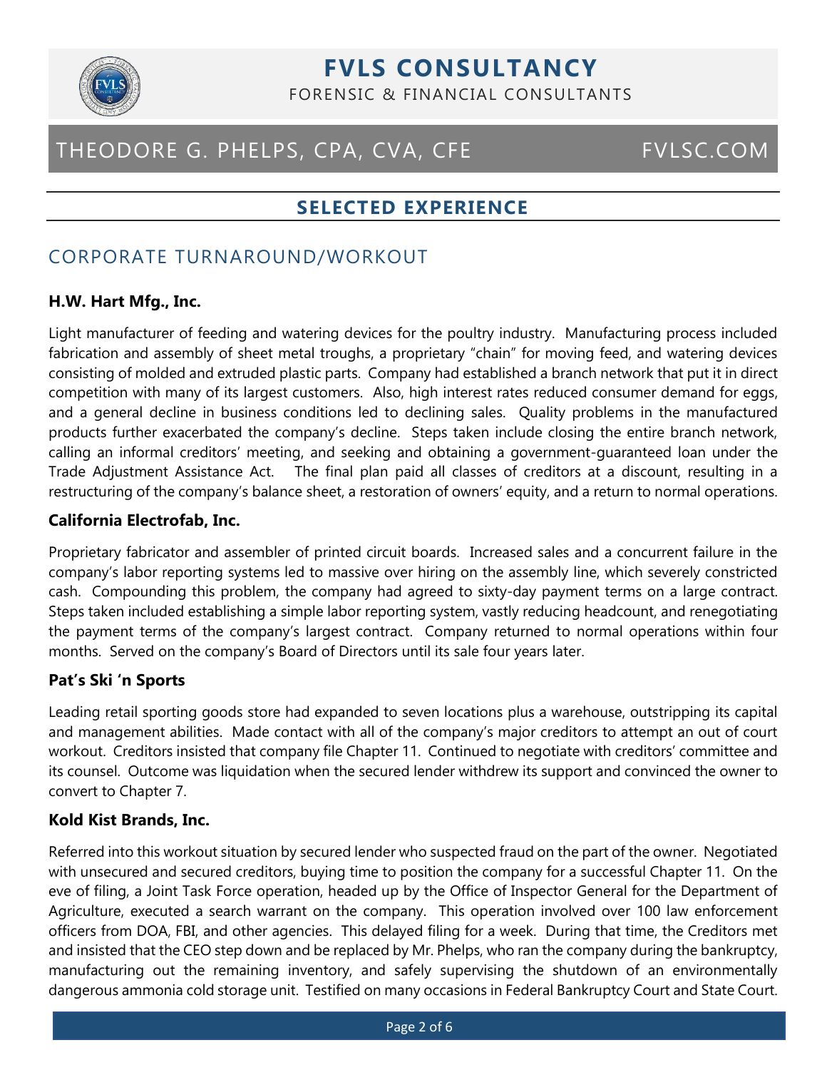## SELECTED EXPERIENCE

### CORPORATE TURNAROUND/WORKOUT

**H.W. Hart Mfg., Inc.**

Light manufacturer of feeding and watering devices for the poultry industry. Manufacturing process included fabrication and assembly of sheet metal troughs, a proprietary "chain" for moving feed, and watering devices consisting of molded and extruded plastic parts. Company had established a branch network that put it in direct competition with many of its largest customers. Also, high interest rates reduced consumer demand for eggs, and a general decline in business conditions led to declining sales. Quality problems in the manufactured products further exacerbated the company's decline. Steps taken include closing the entire branch network, calling an informal creditors' meeting, and seeking and obtaining a government-guaranteed loan under the Trade Adjustment Assistance Act. The final plan paid all classes of creditors at a discount, resulting in a restructuring of the company's balance sheet, a restoration of owners' equity, and a return to normal operations.

**California Electrofab, Inc.**

Proprietary fabricator and assembler of printed circuit boards. Increased sales and a concurrent failure in the company's labor reporting systems led to massive over hiring on the assembly line, which severely constricted cash. Compounding this problem, the company had agreed to sixty-day payment terms on a large contract. Steps taken included establishing a simple labor reporting system, vastly reducing headcount, and renegotiating the payment terms of the company's largest contract. Company returned to normal operations within four months. Served on the company's Board of Directors until its sale four years later.

**Pat's Ski 'n Sports**

Leading retail sporting goods store had expanded to seven locations plus a warehouse, outstripping its capital and management abilities. Made contact with all of the company's major creditors to attempt an out of court workout. Creditors insisted that company file Chapter 11. Continued to negotiate with creditors' committee and its counsel. Outcome was liquidation when the secured lender withdrew its support and convinced the owner to convert to Chapter 7.

**Kold Kist Brands, Inc.**

Referred into this workout situation by secured lender who suspected fraud on the part of the owner. Negotiated with unsecured and secured creditors, buying time to position the company for a successful Chapter 11. On the eve of filing, a Joint Task Force operation, headed up by the Office of Inspector General for the Department of Agriculture, executed a search warrant on the company. This operation involved over 100 law enforcement officers from DOA, FBI, and other agencies. This delayed filing for a week. During that time, the Creditors met and insisted that the CEO step down and be replaced by Mr. Phelps, who ran the company during the bankruptcy, manufacturing out the remaining inventory, and safely supervising the shutdown of an environmentally dangerous ammonia cold storage unit. Testified on many occasions in Federal Bankruptcy Court and State Court.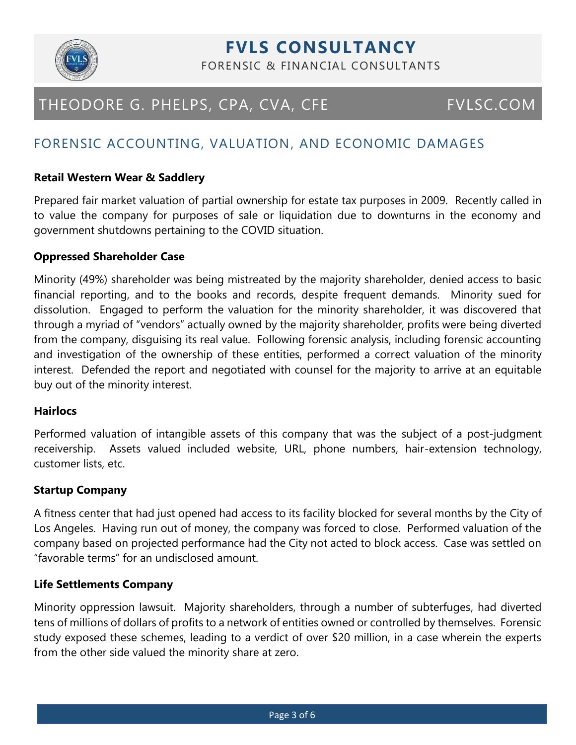# FVLS CONSULTANCY

FORENSIC & FINANCIAL CONSULTANTS

## THEODORE G. PHELPS, CPA, CVA, CFE    FVLSC.COM

## FORENSIC ACCOUNTING, VALUATION, AND ECONOMIC DAMAGES

**Retail Western Wear & Saddlery**

Prepared fair market valuation of partial ownership for estate tax purposes in 2009. Recently called in to value the company for purposes of sale or liquidation due to downturns in the economy and government shutdowns pertaining to the COVID situation.

**Oppressed Shareholder Case**

Minority (49%) shareholder was being mistreated by the majority shareholder, denied access to basic financial reporting, and to the books and records, despite frequent demands. Minority sued for dissolution. Engaged to perform the valuation for the minority shareholder, it was discovered that through a myriad of "vendors" actually owned by the majority shareholder, profits were being diverted from the company, disguising its real value. Following forensic analysis, including forensic accounting and investigation of the ownership of these entities, performed a correct valuation of the minority interest. Defended the report and negotiated with counsel for the majority to arrive at an equitable buy out of the minority interest.

**Hairlocs**

Performed valuation of intangible assets of this company that was the subject of a post-judgment receivership. Assets valued included website, URL, phone numbers, hair-extension technology, customer lists, etc.

**Startup Company**

A fitness center that had just opened had access to its facility blocked for several months by the City of Los Angeles. Having run out of money, the company was forced to close. Performed valuation of the company based on projected performance had the City not acted to block access. Case was settled on "favorable terms" for an undisclosed amount.

**Life Settlements Company**

Minority oppression lawsuit. Majority shareholders, through a number of subterfuges, had diverted tens of millions of dollars of profits to a network of entities owned or controlled by themselves. Forensic study exposed these schemes, leading to a verdict of over $20 million, in a case wherein the experts from the other side valued the minority share at zero.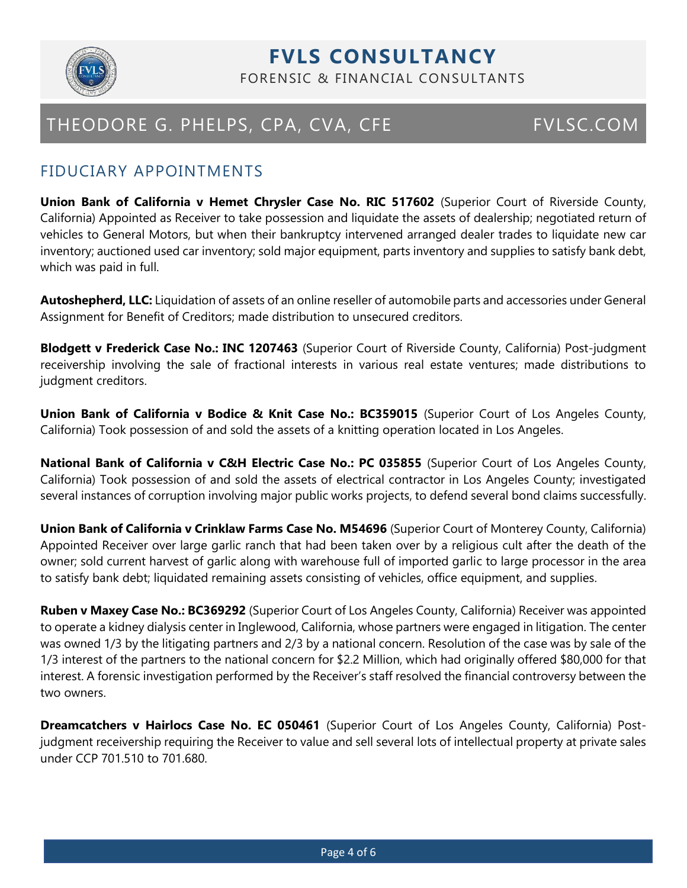## FIDUCIARY APPOINTMENTS

**Union Bank of California v Hemet Chrysler Case No. RIC 517602** (Superior Court of Riverside County, California) Appointed as Receiver to take possession and liquidate the assets of dealership; negotiated return of vehicles to General Motors, but when their bankruptcy intervened arranged dealer trades to liquidate new car inventory; auctioned used car inventory; sold major equipment, parts inventory and supplies to satisfy bank debt, which was paid in full.

**Autoshepherd, LLC:** Liquidation of assets of an online reseller of automobile parts and accessories under General Assignment for Benefit of Creditors; made distribution to unsecured creditors.

**Blodgett v Frederick Case No.: INC 1207463** (Superior Court of Riverside County, California) Post-judgment receivership involving the sale of fractional interests in various real estate ventures; made distributions to judgment creditors.

**Union Bank of California v Bodice & Knit Case No.: BC359015** (Superior Court of Los Angeles County, California) Took possession of and sold the assets of a knitting operation located in Los Angeles.

**National Bank of California v C&H Electric Case No.: PC 035855** (Superior Court of Los Angeles County, California) Took possession of and sold the assets of electrical contractor in Los Angeles County; investigated several instances of corruption involving major public works projects, to defend several bond claims successfully.

**Union Bank of California v Crinklaw Farms Case No. M54696** (Superior Court of Monterey County, California) Appointed Receiver over large garlic ranch that had been taken over by a religious cult after the death of the owner; sold current harvest of garlic along with warehouse full of imported garlic to large processor in the area to satisfy bank debt; liquidated remaining assets consisting of vehicles, office equipment, and supplies.

**Ruben v Maxey Case No.: BC369292** (Superior Court of Los Angeles County, California) Receiver was appointed to operate a kidney dialysis center in Inglewood, California, whose partners were engaged in litigation. The center was owned 1/3 by the litigating partners and 2/3 by a national concern. Resolution of the case was by sale of the 1/3 interest of the partners to the national concern for $2.2 Million, which had originally offered $80,000 for that interest. A forensic investigation performed by the Receiver's staff resolved the financial controversy between the two owners.

**Dreamcatchers v Hairlocs Case No. EC 050461** (Superior Court of Los Angeles County, California) Post-judgment receivership requiring the Receiver to value and sell several lots of intellectual property at private sales under CCP 701.510 to 701.680.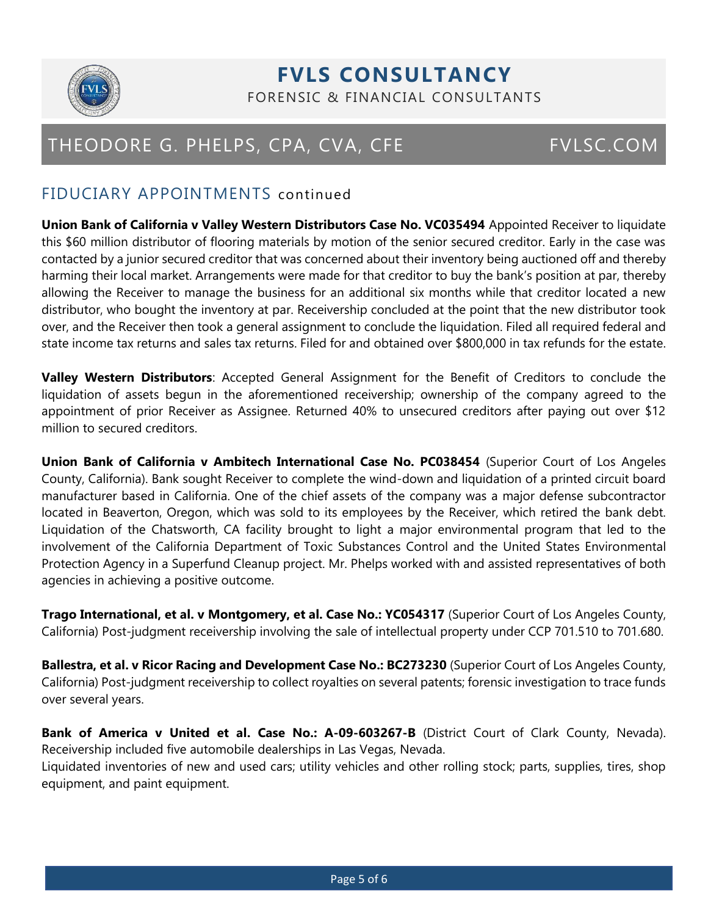## FIDUCIARY APPOINTMENTS continued

**Union Bank of California v Valley Western Distributors Case No. VC035494** Appointed Receiver to liquidate this $60 million distributor of flooring materials by motion of the senior secured creditor. Early in the case was contacted by a junior secured creditor that was concerned about their inventory being auctioned off and thereby harming their local market. Arrangements were made for that creditor to buy the bank's position at par, thereby allowing the Receiver to manage the business for an additional six months while that creditor located a new distributor, who bought the inventory at par. Receivership concluded at the point that the new distributor took over, and the Receiver then took a general assignment to conclude the liquidation. Filed all required federal and state income tax returns and sales tax returns. Filed for and obtained over $800,000 in tax refunds for the estate.

**Valley Western Distributors**: Accepted General Assignment for the Benefit of Creditors to conclude the liquidation of assets begun in the aforementioned receivership; ownership of the company agreed to the appointment of prior Receiver as Assignee. Returned 40% to unsecured creditors after paying out over $12 million to secured creditors.

**Union Bank of California v Ambitech International Case No. PC038454** (Superior Court of Los Angeles County, California). Bank sought Receiver to complete the wind-down and liquidation of a printed circuit board manufacturer based in California. One of the chief assets of the company was a major defense subcontractor located in Beaverton, Oregon, which was sold to its employees by the Receiver, which retired the bank debt. Liquidation of the Chatsworth, CA facility brought to light a major environmental program that led to the involvement of the California Department of Toxic Substances Control and the United States Environmental Protection Agency in a Superfund Cleanup project. Mr. Phelps worked with and assisted representatives of both agencies in achieving a positive outcome.

**Trago International, et al. v Montgomery, et al. Case No.: YC054317** (Superior Court of Los Angeles County, California) Post-judgment receivership involving the sale of intellectual property under CCP 701.510 to 701.680.

**Ballestra, et al. v Ricor Racing and Development Case No.: BC273230** (Superior Court of Los Angeles County, California) Post-judgment receivership to collect royalties on several patents; forensic investigation to trace funds over several years.

**Bank of America v United et al. Case No.: A-09-603267-B** (District Court of Clark County, Nevada). Receivership included five automobile dealerships in Las Vegas, Nevada.
Liquidated inventories of new and used cars; utility vehicles and other rolling stock; parts, supplies, tires, shop equipment, and paint equipment.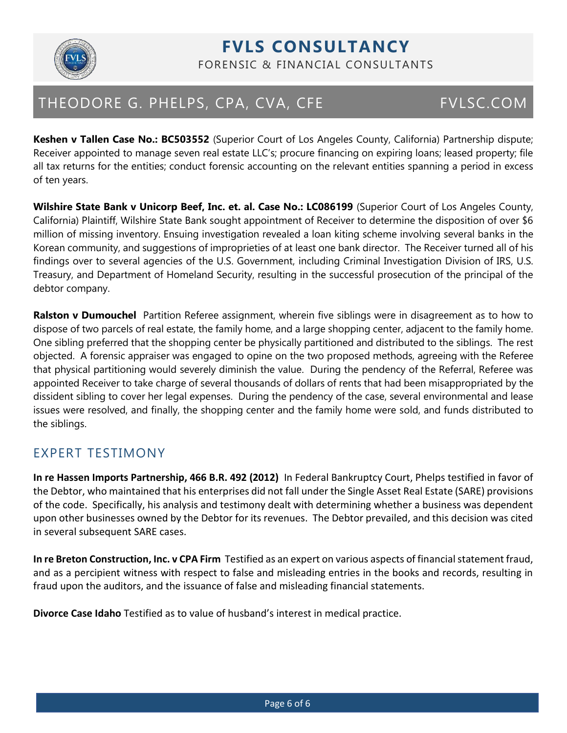**Keshen v Tallen Case No.: BC503552** (Superior Court of Los Angeles County, California) Partnership dispute; Receiver appointed to manage seven real estate LLC's; procure financing on expiring loans; leased property; file all tax returns for the entities; conduct forensic accounting on the relevant entities spanning a period in excess of ten years.

**Wilshire State Bank v Unicorp Beef, Inc. et. al. Case No.: LC086199** (Superior Court of Los Angeles County, California) Plaintiff, Wilshire State Bank sought appointment of Receiver to determine the disposition of over $6 million of missing inventory. Ensuing investigation revealed a loan kiting scheme involving several banks in the Korean community, and suggestions of improprieties of at least one bank director. The Receiver turned all of his findings over to several agencies of the U.S. Government, including Criminal Investigation Division of IRS, U.S. Treasury, and Department of Homeland Security, resulting in the successful prosecution of the principal of the debtor company.

**Ralston v Dumouchel** Partition Referee assignment, wherein five siblings were in disagreement as to how to dispose of two parcels of real estate, the family home, and a large shopping center, adjacent to the family home. One sibling preferred that the shopping center be physically partitioned and distributed to the siblings. The rest objected. A forensic appraiser was engaged to opine on the two proposed methods, agreeing with the Referee that physical partitioning would severely diminish the value. During the pendency of the Referral, Referee was appointed Receiver to take charge of several thousands of dollars of rents that had been misappropriated by the dissident sibling to cover her legal expenses. During the pendency of the case, several environmental and lease issues were resolved, and finally, the shopping center and the family home were sold, and funds distributed to the siblings.

## EXPERT TESTIMONY

**In re Hassen Imports Partnership, 466 B.R. 492 (2012)** In Federal Bankruptcy Court, Phelps testified in favor of the Debtor, who maintained that his enterprises did not fall under the Single Asset Real Estate (SARE) provisions of the code. Specifically, his analysis and testimony dealt with determining whether a business was dependent upon other businesses owned by the Debtor for its revenues. The Debtor prevailed, and this decision was cited in several subsequent SARE cases.

**In re Breton Construction, Inc. v CPA Firm** Testified as an expert on various aspects of financial statement fraud, and as a percipient witness with respect to false and misleading entries in the books and records, resulting in fraud upon the auditors, and the issuance of false and misleading financial statements.

**Divorce Case Idaho** Testified as to value of husband's interest in medical practice.